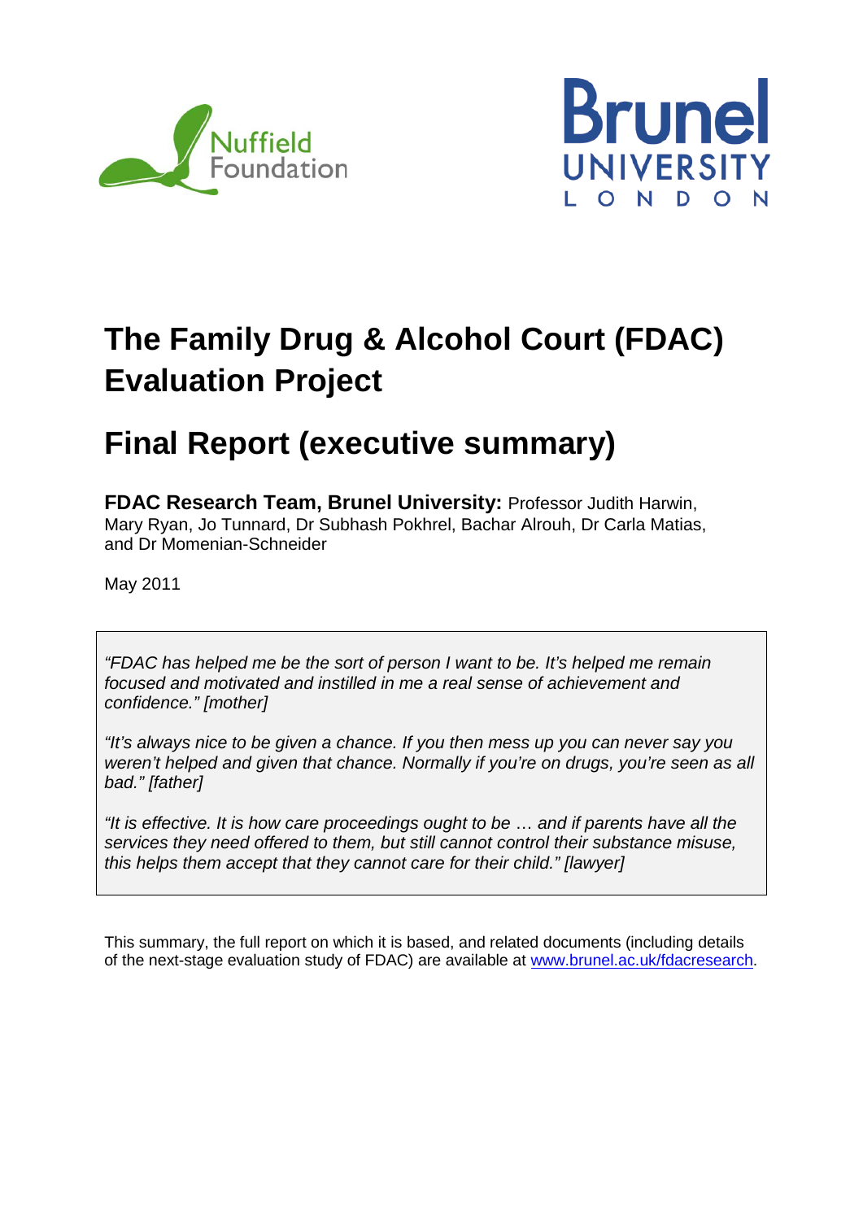Nuffield Foundation

Brunel UNIVERSITY LONDON

# The Family Drug & Alcohol Court (FDAC) Evaluation Project

# Final Report (executive summary)

**FDAC Research Team, Brunel University:** Professor Judith Harwin, Mary Ryan, Jo Tunnard, Dr Subhash Pokhrel, Bachar Alrouh, Dr Carla Matias, and Dr Momenian-Schneider

May 2011

*"FDAC has helped me be the sort of person I want to be. It's helped me remain focused and motivated and instilled in me a real sense of achievement and confidence." [mother]*

*"It's always nice to be given a chance. If you then mess up you can never say you weren't helped and given that chance. Normally if you're on drugs, you're seen as all bad." [father]*

*"It is effective. It is how care proceedings ought to be … and if parents have all the services they need offered to them, but still cannot control their substance misuse, this helps them accept that they cannot care for their child." [lawyer]*

This summary, the full report on which it is based, and related documents (including details of the next-stage evaluation study of FDAC) are available at [www.brunel.ac.uk/fdacresearch](http://www.brunel.ac.uk/fdacresearch).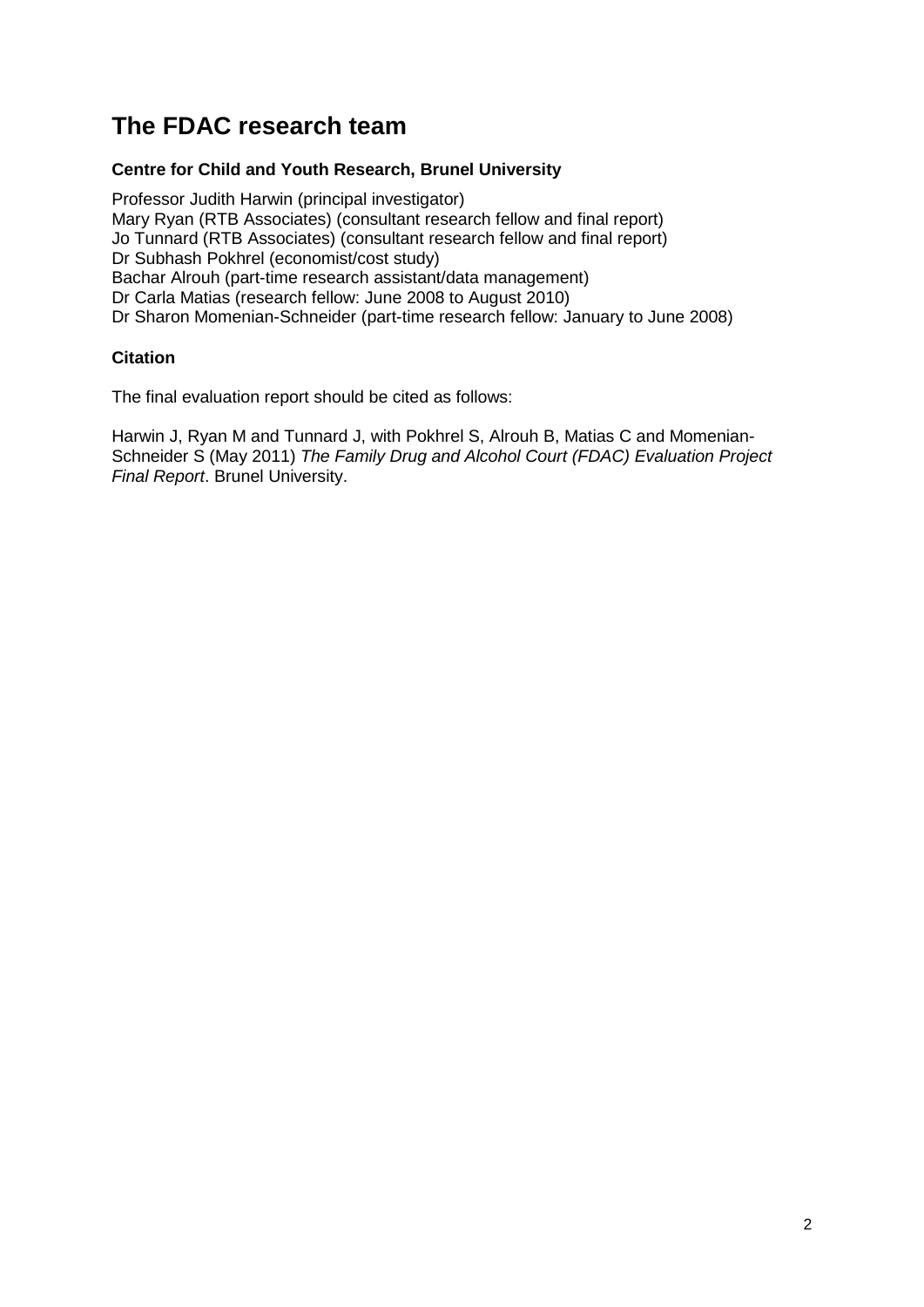# The FDAC research team

**Centre for Child and Youth Research, Brunel University**

Professor Judith Harwin (principal investigator)
Mary Ryan (RTB Associates) (consultant research fellow and final report)
Jo Tunnard (RTB Associates) (consultant research fellow and final report)
Dr Subhash Pokhrel (economist/cost study)
Bachar Alrouh (part-time research assistant/data management)
Dr Carla Matias (research fellow: June 2008 to August 2010)
Dr Sharon Momenian-Schneider (part-time research fellow: January to June 2008)

**Citation**

The final evaluation report should be cited as follows:

Harwin J, Ryan M and Tunnard J, with Pokhrel S, Alrouh B, Matias C and Momenian-Schneider S (May 2011) *The Family Drug and Alcohol Court (FDAC) Evaluation Project Final Report*. Brunel University.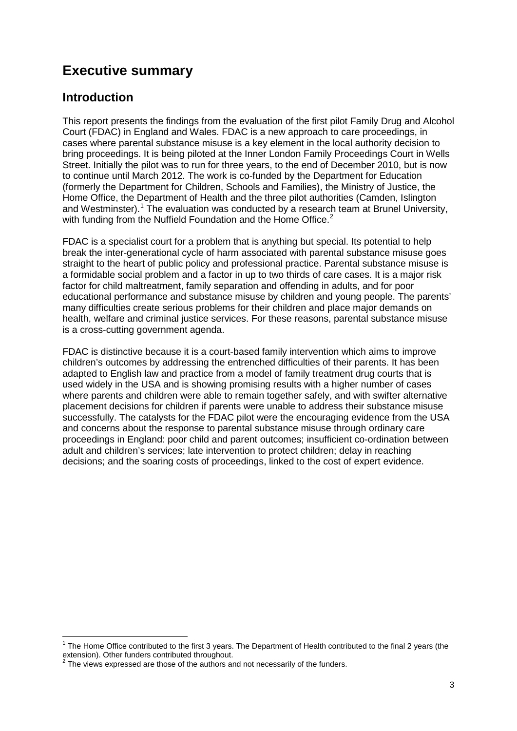# Executive summary

## Introduction

This report presents the findings from the evaluation of the first pilot Family Drug and Alcohol Court (FDAC) in England and Wales. FDAC is a new approach to care proceedings, in cases where parental substance misuse is a key element in the local authority decision to bring proceedings. It is being piloted at the Inner London Family Proceedings Court in Wells Street. Initially the pilot was to run for three years, to the end of December 2010, but is now to continue until March 2012. The work is co-funded by the Department for Education (formerly the Department for Children, Schools and Families), the Ministry of Justice, the Home Office, the Department of Health and the three pilot authorities (Camden, Islington and Westminster).[1] The evaluation was conducted by a research team at Brunel University, with funding from the Nuffield Foundation and the Home Office.[2]

FDAC is a specialist court for a problem that is anything but special. Its potential to help break the inter-generational cycle of harm associated with parental substance misuse goes straight to the heart of public policy and professional practice. Parental substance misuse is a formidable social problem and a factor in up to two thirds of care cases. It is a major risk factor for child maltreatment, family separation and offending in adults, and for poor educational performance and substance misuse by children and young people. The parents' many difficulties create serious problems for their children and place major demands on health, welfare and criminal justice services. For these reasons, parental substance misuse is a cross-cutting government agenda.

FDAC is distinctive because it is a court-based family intervention which aims to improve children's outcomes by addressing the entrenched difficulties of their parents. It has been adapted to English law and practice from a model of family treatment drug courts that is used widely in the USA and is showing promising results with a higher number of cases where parents and children were able to remain together safely, and with swifter alternative placement decisions for children if parents were unable to address their substance misuse successfully. The catalysts for the FDAC pilot were the encouraging evidence from the USA and concerns about the response to parental substance misuse through ordinary care proceedings in England: poor child and parent outcomes; insufficient co-ordination between adult and children's services; late intervention to protect children; delay in reaching decisions; and the soaring costs of proceedings, linked to the cost of expert evidence.

---

[1] The Home Office contributed to the first 3 years. The Department of Health contributed to the final 2 years (the extension). Other funders contributed throughout.

[2] The views expressed are those of the authors and not necessarily of the funders.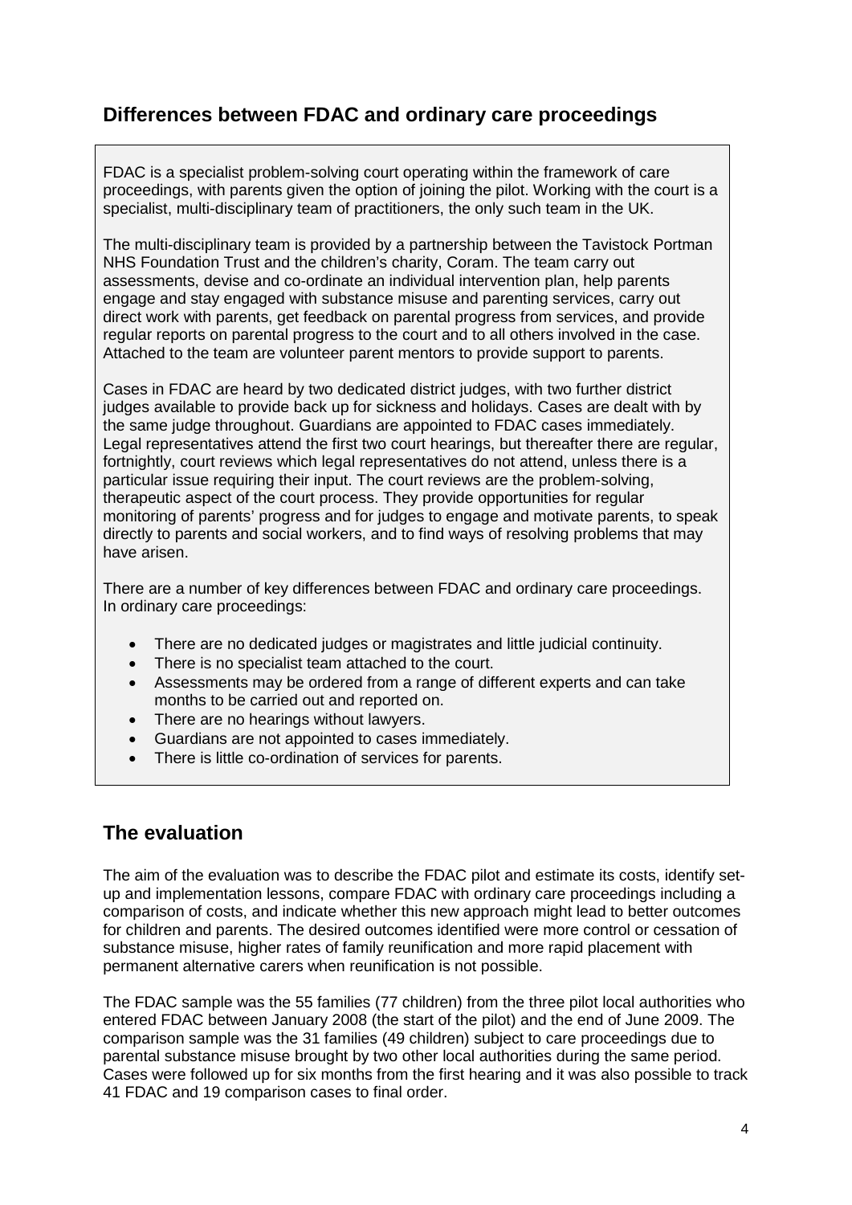## Differences between FDAC and ordinary care proceedings

FDAC is a specialist problem-solving court operating within the framework of care proceedings, with parents given the option of joining the pilot. Working with the court is a specialist, multi-disciplinary team of practitioners, the only such team in the UK.

The multi-disciplinary team is provided by a partnership between the Tavistock Portman NHS Foundation Trust and the children's charity, Coram. The team carry out assessments, devise and co-ordinate an individual intervention plan, help parents engage and stay engaged with substance misuse and parenting services, carry out direct work with parents, get feedback on parental progress from services, and provide regular reports on parental progress to the court and to all others involved in the case. Attached to the team are volunteer parent mentors to provide support to parents.

Cases in FDAC are heard by two dedicated district judges, with two further district judges available to provide back up for sickness and holidays. Cases are dealt with by the same judge throughout. Guardians are appointed to FDAC cases immediately. Legal representatives attend the first two court hearings, but thereafter there are regular, fortnightly, court reviews which legal representatives do not attend, unless there is a particular issue requiring their input. The court reviews are the problem-solving, therapeutic aspect of the court process. They provide opportunities for regular monitoring of parents' progress and for judges to engage and motivate parents, to speak directly to parents and social workers, and to find ways of resolving problems that may have arisen.

There are a number of key differences between FDAC and ordinary care proceedings. In ordinary care proceedings:

- There are no dedicated judges or magistrates and little judicial continuity.
- There is no specialist team attached to the court.
- Assessments may be ordered from a range of different experts and can take months to be carried out and reported on.
- There are no hearings without lawyers.
- Guardians are not appointed to cases immediately.
- There is little co-ordination of services for parents.

## The evaluation

The aim of the evaluation was to describe the FDAC pilot and estimate its costs, identify set-up and implementation lessons, compare FDAC with ordinary care proceedings including a comparison of costs, and indicate whether this new approach might lead to better outcomes for children and parents. The desired outcomes identified were more control or cessation of substance misuse, higher rates of family reunification and more rapid placement with permanent alternative carers when reunification is not possible.

The FDAC sample was the 55 families (77 children) from the three pilot local authorities who entered FDAC between January 2008 (the start of the pilot) and the end of June 2009. The comparison sample was the 31 families (49 children) subject to care proceedings due to parental substance misuse brought by two other local authorities during the same period. Cases were followed up for six months from the first hearing and it was also possible to track 41 FDAC and 19 comparison cases to final order.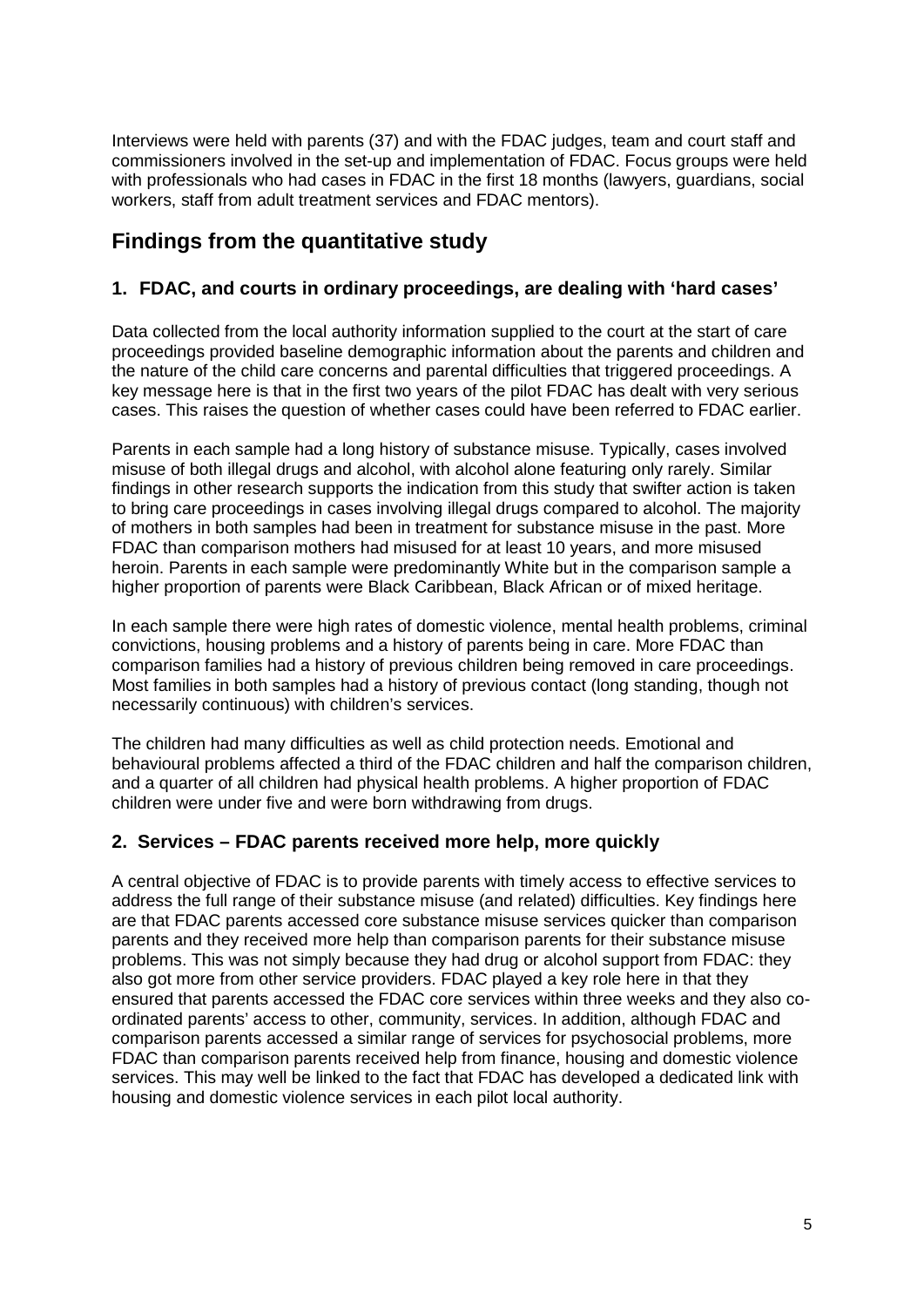Interviews were held with parents (37) and with the FDAC judges, team and court staff and commissioners involved in the set-up and implementation of FDAC. Focus groups were held with professionals who had cases in FDAC in the first 18 months (lawyers, guardians, social workers, staff from adult treatment services and FDAC mentors).

## Findings from the quantitative study

### 1. FDAC, and courts in ordinary proceedings, are dealing with 'hard cases'

Data collected from the local authority information supplied to the court at the start of care proceedings provided baseline demographic information about the parents and children and the nature of the child care concerns and parental difficulties that triggered proceedings. A key message here is that in the first two years of the pilot FDAC has dealt with very serious cases. This raises the question of whether cases could have been referred to FDAC earlier.

Parents in each sample had a long history of substance misuse. Typically, cases involved misuse of both illegal drugs and alcohol, with alcohol alone featuring only rarely. Similar findings in other research supports the indication from this study that swifter action is taken to bring care proceedings in cases involving illegal drugs compared to alcohol. The majority of mothers in both samples had been in treatment for substance misuse in the past. More FDAC than comparison mothers had misused for at least 10 years, and more misused heroin. Parents in each sample were predominantly White but in the comparison sample a higher proportion of parents were Black Caribbean, Black African or of mixed heritage.

In each sample there were high rates of domestic violence, mental health problems, criminal convictions, housing problems and a history of parents being in care. More FDAC than comparison families had a history of previous children being removed in care proceedings. Most families in both samples had a history of previous contact (long standing, though not necessarily continuous) with children's services.

The children had many difficulties as well as child protection needs. Emotional and behavioural problems affected a third of the FDAC children and half the comparison children, and a quarter of all children had physical health problems. A higher proportion of FDAC children were under five and were born withdrawing from drugs.

### 2. Services – FDAC parents received more help, more quickly

A central objective of FDAC is to provide parents with timely access to effective services to address the full range of their substance misuse (and related) difficulties. Key findings here are that FDAC parents accessed core substance misuse services quicker than comparison parents and they received more help than comparison parents for their substance misuse problems. This was not simply because they had drug or alcohol support from FDAC: they also got more from other service providers. FDAC played a key role here in that they ensured that parents accessed the FDAC core services within three weeks and they also co-ordinated parents' access to other, community, services. In addition, although FDAC and comparison parents accessed a similar range of services for psychosocial problems, more FDAC than comparison parents received help from finance, housing and domestic violence services. This may well be linked to the fact that FDAC has developed a dedicated link with housing and domestic violence services in each pilot local authority.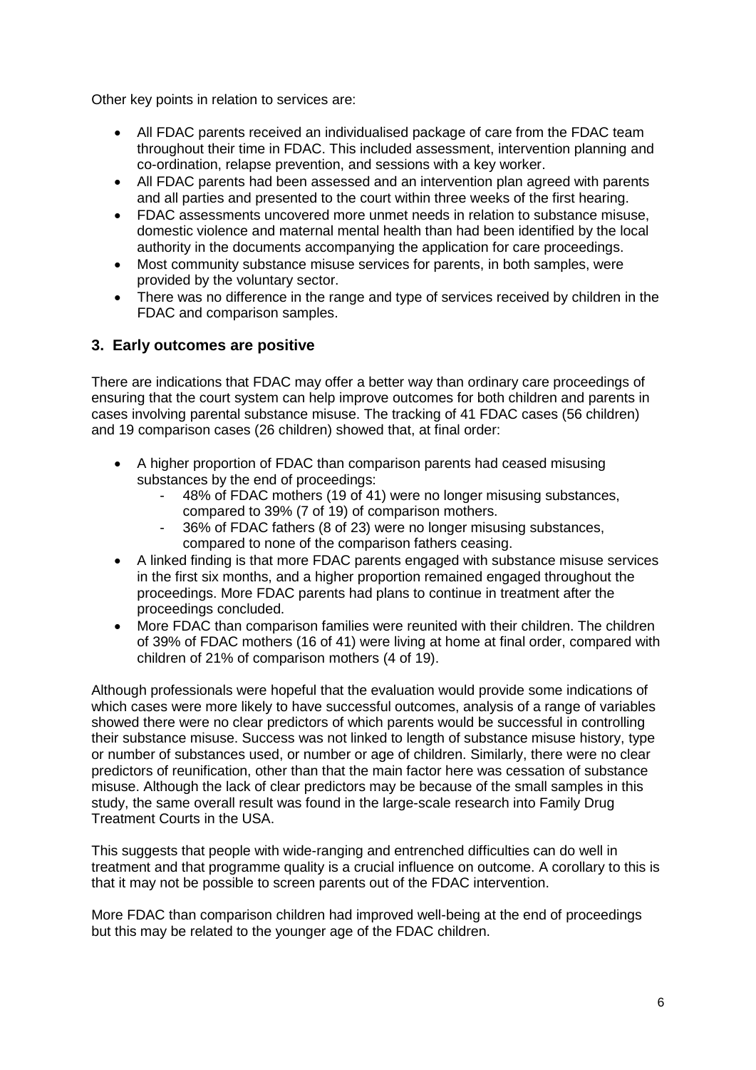Other key points in relation to services are:

- All FDAC parents received an individualised package of care from the FDAC team throughout their time in FDAC. This included assessment, intervention planning and co-ordination, relapse prevention, and sessions with a key worker.
- All FDAC parents had been assessed and an intervention plan agreed with parents and all parties and presented to the court within three weeks of the first hearing.
- FDAC assessments uncovered more unmet needs in relation to substance misuse, domestic violence and maternal mental health than had been identified by the local authority in the documents accompanying the application for care proceedings.
- Most community substance misuse services for parents, in both samples, were provided by the voluntary sector.
- There was no difference in the range and type of services received by children in the FDAC and comparison samples.

### 3. Early outcomes are positive

There are indications that FDAC may offer a better way than ordinary care proceedings of ensuring that the court system can help improve outcomes for both children and parents in cases involving parental substance misuse. The tracking of 41 FDAC cases (56 children) and 19 comparison cases (26 children) showed that, at final order:

- A higher proportion of FDAC than comparison parents had ceased misusing substances by the end of proceedings:
  - 48% of FDAC mothers (19 of 41) were no longer misusing substances, compared to 39% (7 of 19) of comparison mothers.
  - 36% of FDAC fathers (8 of 23) were no longer misusing substances, compared to none of the comparison fathers ceasing.
- A linked finding is that more FDAC parents engaged with substance misuse services in the first six months, and a higher proportion remained engaged throughout the proceedings. More FDAC parents had plans to continue in treatment after the proceedings concluded.
- More FDAC than comparison families were reunited with their children. The children of 39% of FDAC mothers (16 of 41) were living at home at final order, compared with children of 21% of comparison mothers (4 of 19).

Although professionals were hopeful that the evaluation would provide some indications of which cases were more likely to have successful outcomes, analysis of a range of variables showed there were no clear predictors of which parents would be successful in controlling their substance misuse. Success was not linked to length of substance misuse history, type or number of substances used, or number or age of children. Similarly, there were no clear predictors of reunification, other than that the main factor here was cessation of substance misuse. Although the lack of clear predictors may be because of the small samples in this study, the same overall result was found in the large-scale research into Family Drug Treatment Courts in the USA.

This suggests that people with wide-ranging and entrenched difficulties can do well in treatment and that programme quality is a crucial influence on outcome. A corollary to this is that it may not be possible to screen parents out of the FDAC intervention.

More FDAC than comparison children had improved well-being at the end of proceedings but this may be related to the younger age of the FDAC children.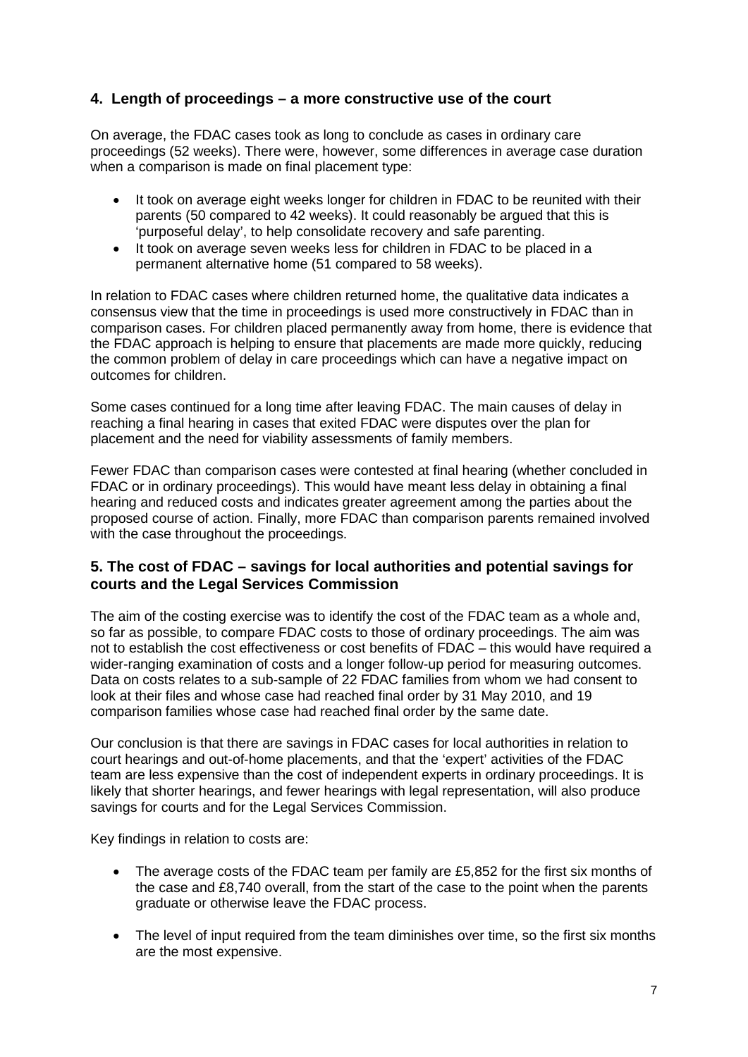## 4. Length of proceedings – a more constructive use of the court

On average, the FDAC cases took as long to conclude as cases in ordinary care proceedings (52 weeks). There were, however, some differences in average case duration when a comparison is made on final placement type:

- It took on average eight weeks longer for children in FDAC to be reunited with their parents (50 compared to 42 weeks). It could reasonably be argued that this is 'purposeful delay', to help consolidate recovery and safe parenting.
- It took on average seven weeks less for children in FDAC to be placed in a permanent alternative home (51 compared to 58 weeks).

In relation to FDAC cases where children returned home, the qualitative data indicates a consensus view that the time in proceedings is used more constructively in FDAC than in comparison cases. For children placed permanently away from home, there is evidence that the FDAC approach is helping to ensure that placements are made more quickly, reducing the common problem of delay in care proceedings which can have a negative impact on outcomes for children.

Some cases continued for a long time after leaving FDAC. The main causes of delay in reaching a final hearing in cases that exited FDAC were disputes over the plan for placement and the need for viability assessments of family members.

Fewer FDAC than comparison cases were contested at final hearing (whether concluded in FDAC or in ordinary proceedings). This would have meant less delay in obtaining a final hearing and reduced costs and indicates greater agreement among the parties about the proposed course of action. Finally, more FDAC than comparison parents remained involved with the case throughout the proceedings.

## 5. The cost of FDAC – savings for local authorities and potential savings for courts and the Legal Services Commission

The aim of the costing exercise was to identify the cost of the FDAC team as a whole and, so far as possible, to compare FDAC costs to those of ordinary proceedings. The aim was not to establish the cost effectiveness or cost benefits of FDAC – this would have required a wider-ranging examination of costs and a longer follow-up period for measuring outcomes. Data on costs relates to a sub-sample of 22 FDAC families from whom we had consent to look at their files and whose case had reached final order by 31 May 2010, and 19 comparison families whose case had reached final order by the same date.

Our conclusion is that there are savings in FDAC cases for local authorities in relation to court hearings and out-of-home placements, and that the 'expert' activities of the FDAC team are less expensive than the cost of independent experts in ordinary proceedings. It is likely that shorter hearings, and fewer hearings with legal representation, will also produce savings for courts and for the Legal Services Commission.

Key findings in relation to costs are:

- The average costs of the FDAC team per family are £5,852 for the first six months of the case and £8,740 overall, from the start of the case to the point when the parents graduate or otherwise leave the FDAC process.
- The level of input required from the team diminishes over time, so the first six months are the most expensive.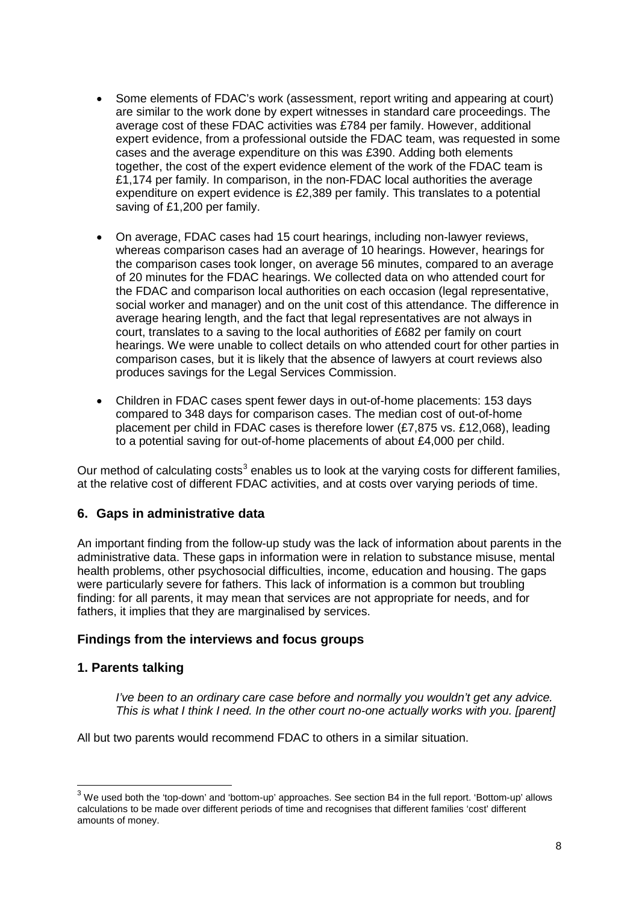- Some elements of FDAC's work (assessment, report writing and appearing at court) are similar to the work done by expert witnesses in standard care proceedings. The average cost of these FDAC activities was £784 per family. However, additional expert evidence, from a professional outside the FDAC team, was requested in some cases and the average expenditure on this was £390. Adding both elements together, the cost of the expert evidence element of the work of the FDAC team is £1,174 per family. In comparison, in the non-FDAC local authorities the average expenditure on expert evidence is £2,389 per family. This translates to a potential saving of £1,200 per family.

- On average, FDAC cases had 15 court hearings, including non-lawyer reviews, whereas comparison cases had an average of 10 hearings. However, hearings for the comparison cases took longer, on average 56 minutes, compared to an average of 20 minutes for the FDAC hearings. We collected data on who attended court for the FDAC and comparison local authorities on each occasion (legal representative, social worker and manager) and on the unit cost of this attendance. The difference in average hearing length, and the fact that legal representatives are not always in court, translates to a saving to the local authorities of £682 per family on court hearings. We were unable to collect details on who attended court for other parties in comparison cases, but it is likely that the absence of lawyers at court reviews also produces savings for the Legal Services Commission.

- Children in FDAC cases spent fewer days in out-of-home placements: 153 days compared to 348 days for comparison cases. The median cost of out-of-home placement per child in FDAC cases is therefore lower (£7,875 vs. £12,068), leading to a potential saving for out-of-home placements of about £4,000 per child.

Our method of calculating costs[3] enables us to look at the varying costs for different families, at the relative cost of different FDAC activities, and at costs over varying periods of time.

### 6. Gaps in administrative data

An important finding from the follow-up study was the lack of information about parents in the administrative data. These gaps in information were in relation to substance misuse, mental health problems, other psychosocial difficulties, income, education and housing. The gaps were particularly severe for fathers. This lack of information is a common but troubling finding: for all parents, it may mean that services are not appropriate for needs, and for fathers, it implies that they are marginalised by services.

## Findings from the interviews and focus groups

### 1. Parents talking

> *I've been to an ordinary care case before and normally you wouldn't get any advice. This is what I think I need. In the other court no-one actually works with you. [parent]*

All but two parents would recommend FDAC to others in a similar situation.

---

[3] We used both the 'top-down' and 'bottom-up' approaches. See section B4 in the full report. 'Bottom-up' allows calculations to be made over different periods of time and recognises that different families 'cost' different amounts of money.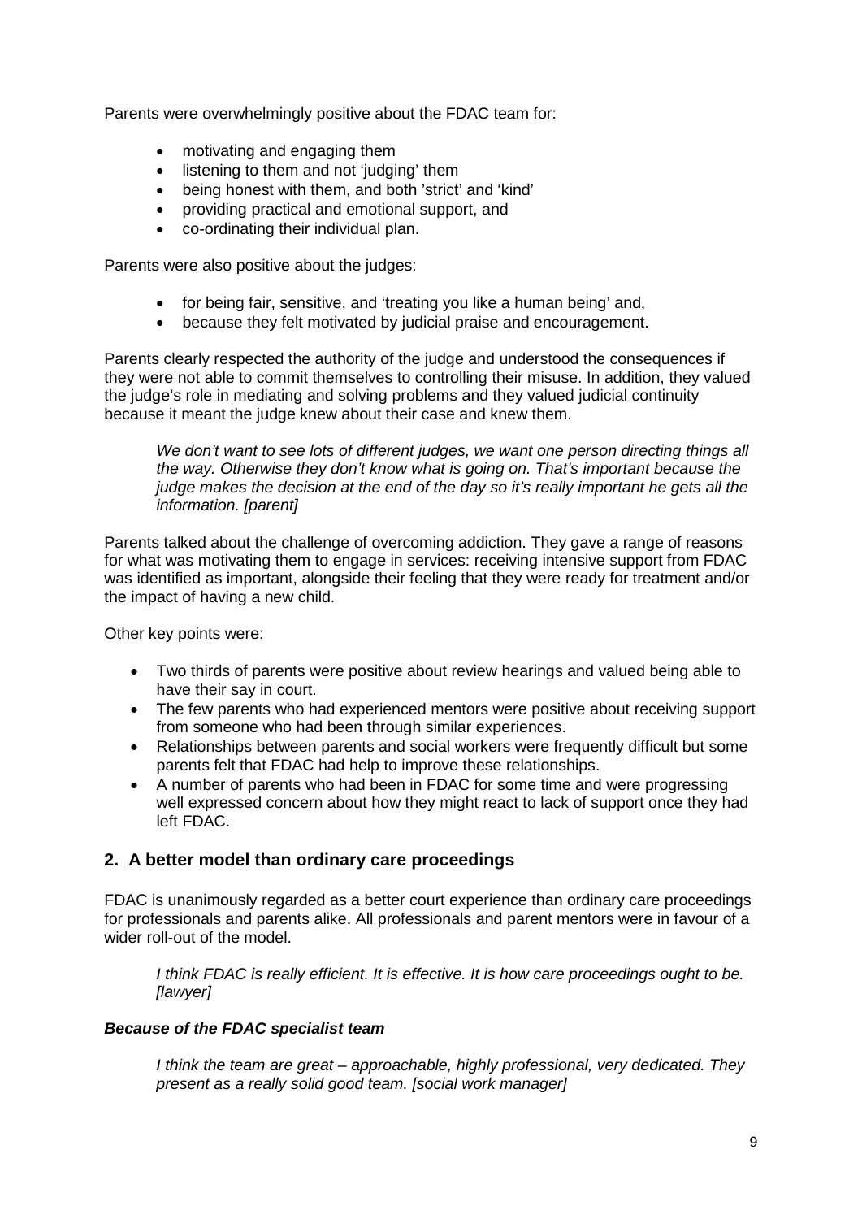Parents were overwhelmingly positive about the FDAC team for:

- motivating and engaging them
- listening to them and not 'judging' them
- being honest with them, and both 'strict' and 'kind'
- providing practical and emotional support, and
- co-ordinating their individual plan.

Parents were also positive about the judges:

- for being fair, sensitive, and 'treating you like a human being' and,
- because they felt motivated by judicial praise and encouragement.

Parents clearly respected the authority of the judge and understood the consequences if they were not able to commit themselves to controlling their misuse. In addition, they valued the judge's role in mediating and solving problems and they valued judicial continuity because it meant the judge knew about their case and knew them.

> *We don't want to see lots of different judges, we want one person directing things all the way. Otherwise they don't know what is going on. That's important because the judge makes the decision at the end of the day so it's really important he gets all the information. [parent]*

Parents talked about the challenge of overcoming addiction. They gave a range of reasons for what was motivating them to engage in services: receiving intensive support from FDAC was identified as important, alongside their feeling that they were ready for treatment and/or the impact of having a new child.

Other key points were:

- Two thirds of parents were positive about review hearings and valued being able to have their say in court.
- The few parents who had experienced mentors were positive about receiving support from someone who had been through similar experiences.
- Relationships between parents and social workers were frequently difficult but some parents felt that FDAC had help to improve these relationships.
- A number of parents who had been in FDAC for some time and were progressing well expressed concern about how they might react to lack of support once they had left FDAC.

## 2. A better model than ordinary care proceedings

FDAC is unanimously regarded as a better court experience than ordinary care proceedings for professionals and parents alike. All professionals and parent mentors were in favour of a wider roll-out of the model.

> *I think FDAC is really efficient. It is effective. It is how care proceedings ought to be. [lawyer]*

### ***Because of the FDAC specialist team***

> *I think the team are great – approachable, highly professional, very dedicated. They present as a really solid good team. [social work manager]*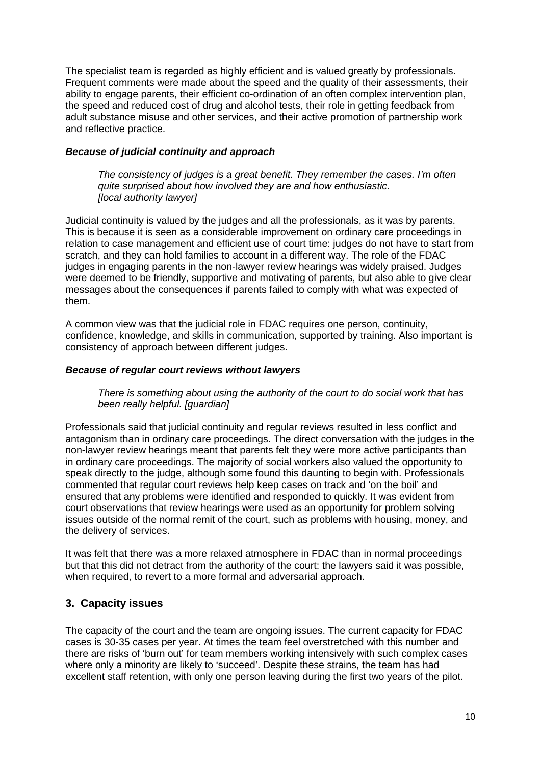The specialist team is regarded as highly efficient and is valued greatly by professionals. Frequent comments were made about the speed and the quality of their assessments, their ability to engage parents, their efficient co-ordination of an often complex intervention plan, the speed and reduced cost of drug and alcohol tests, their role in getting feedback from adult substance misuse and other services, and their active promotion of partnership work and reflective practice.

#### *Because of judicial continuity and approach*

> *The consistency of judges is a great benefit. They remember the cases. I'm often quite surprised about how involved they are and how enthusiastic. [local authority lawyer]*

Judicial continuity is valued by the judges and all the professionals, as it was by parents. This is because it is seen as a considerable improvement on ordinary care proceedings in relation to case management and efficient use of court time: judges do not have to start from scratch, and they can hold families to account in a different way. The role of the FDAC judges in engaging parents in the non-lawyer review hearings was widely praised. Judges were deemed to be friendly, supportive and motivating of parents, but also able to give clear messages about the consequences if parents failed to comply with what was expected of them.

A common view was that the judicial role in FDAC requires one person, continuity, confidence, knowledge, and skills in communication, supported by training. Also important is consistency of approach between different judges.

#### *Because of regular court reviews without lawyers*

> *There is something about using the authority of the court to do social work that has been really helpful. [guardian]*

Professionals said that judicial continuity and regular reviews resulted in less conflict and antagonism than in ordinary care proceedings. The direct conversation with the judges in the non-lawyer review hearings meant that parents felt they were more active participants than in ordinary care proceedings. The majority of social workers also valued the opportunity to speak directly to the judge, although some found this daunting to begin with. Professionals commented that regular court reviews help keep cases on track and 'on the boil' and ensured that any problems were identified and responded to quickly. It was evident from court observations that review hearings were used as an opportunity for problem solving issues outside of the normal remit of the court, such as problems with housing, money, and the delivery of services.

It was felt that there was a more relaxed atmosphere in FDAC than in normal proceedings but that this did not detract from the authority of the court: the lawyers said it was possible, when required, to revert to a more formal and adversarial approach.

## 3. Capacity issues

The capacity of the court and the team are ongoing issues. The current capacity for FDAC cases is 30-35 cases per year. At times the team feel overstretched with this number and there are risks of 'burn out' for team members working intensively with such complex cases where only a minority are likely to 'succeed'. Despite these strains, the team has had excellent staff retention, with only one person leaving during the first two years of the pilot.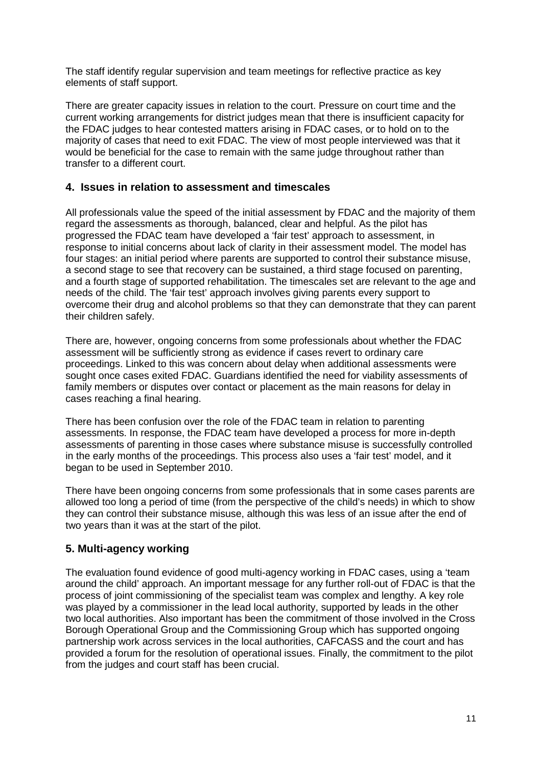The staff identify regular supervision and team meetings for reflective practice as key elements of staff support.

There are greater capacity issues in relation to the court. Pressure on court time and the current working arrangements for district judges mean that there is insufficient capacity for the FDAC judges to hear contested matters arising in FDAC cases, or to hold on to the majority of cases that need to exit FDAC. The view of most people interviewed was that it would be beneficial for the case to remain with the same judge throughout rather than transfer to a different court.

## 4. Issues in relation to assessment and timescales

All professionals value the speed of the initial assessment by FDAC and the majority of them regard the assessments as thorough, balanced, clear and helpful. As the pilot has progressed the FDAC team have developed a 'fair test' approach to assessment, in response to initial concerns about lack of clarity in their assessment model. The model has four stages: an initial period where parents are supported to control their substance misuse, a second stage to see that recovery can be sustained, a third stage focused on parenting, and a fourth stage of supported rehabilitation. The timescales set are relevant to the age and needs of the child. The 'fair test' approach involves giving parents every support to overcome their drug and alcohol problems so that they can demonstrate that they can parent their children safely.

There are, however, ongoing concerns from some professionals about whether the FDAC assessment will be sufficiently strong as evidence if cases revert to ordinary care proceedings. Linked to this was concern about delay when additional assessments were sought once cases exited FDAC. Guardians identified the need for viability assessments of family members or disputes over contact or placement as the main reasons for delay in cases reaching a final hearing.

There has been confusion over the role of the FDAC team in relation to parenting assessments. In response, the FDAC team have developed a process for more in-depth assessments of parenting in those cases where substance misuse is successfully controlled in the early months of the proceedings. This process also uses a 'fair test' model, and it began to be used in September 2010.

There have been ongoing concerns from some professionals that in some cases parents are allowed too long a period of time (from the perspective of the child's needs) in which to show they can control their substance misuse, although this was less of an issue after the end of two years than it was at the start of the pilot.

## 5. Multi-agency working

The evaluation found evidence of good multi-agency working in FDAC cases, using a 'team around the child' approach. An important message for any further roll-out of FDAC is that the process of joint commissioning of the specialist team was complex and lengthy. A key role was played by a commissioner in the lead local authority, supported by leads in the other two local authorities. Also important has been the commitment of those involved in the Cross Borough Operational Group and the Commissioning Group which has supported ongoing partnership work across services in the local authorities, CAFCASS and the court and has provided a forum for the resolution of operational issues. Finally, the commitment to the pilot from the judges and court staff has been crucial.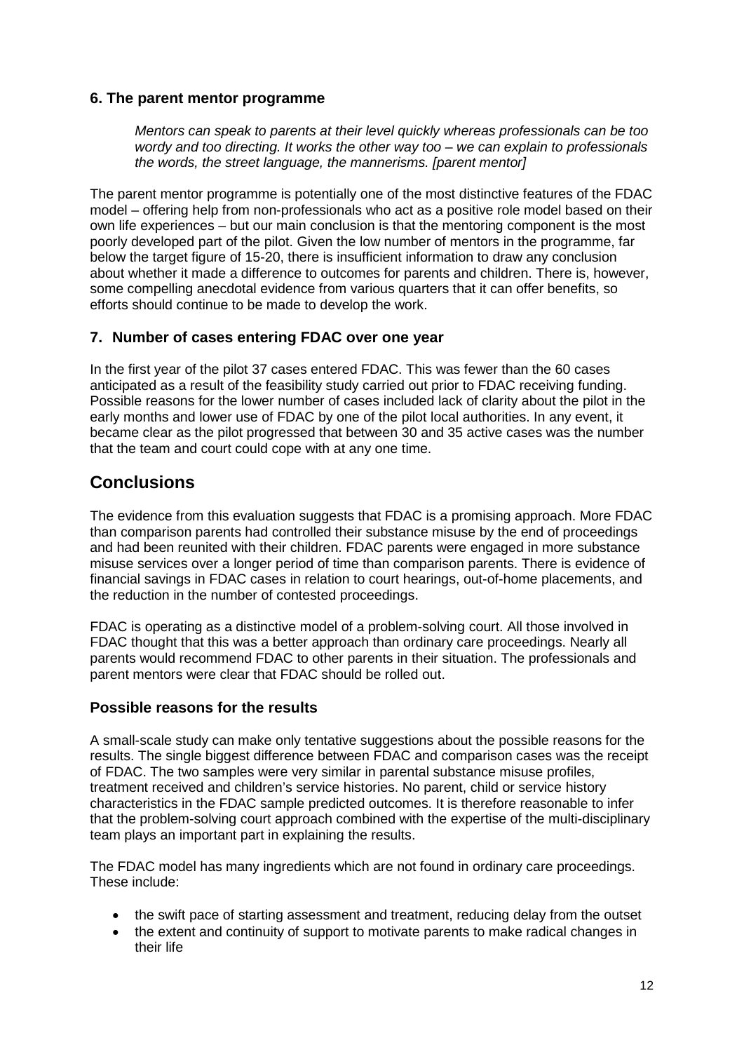### 6. The parent mentor programme

> *Mentors can speak to parents at their level quickly whereas professionals can be too wordy and too directing. It works the other way too – we can explain to professionals the words, the street language, the mannerisms. [parent mentor]*

The parent mentor programme is potentially one of the most distinctive features of the FDAC model – offering help from non-professionals who act as a positive role model based on their own life experiences – but our main conclusion is that the mentoring component is the most poorly developed part of the pilot. Given the low number of mentors in the programme, far below the target figure of 15-20, there is insufficient information to draw any conclusion about whether it made a difference to outcomes for parents and children. There is, however, some compelling anecdotal evidence from various quarters that it can offer benefits, so efforts should continue to be made to develop the work.

### 7. Number of cases entering FDAC over one year

In the first year of the pilot 37 cases entered FDAC. This was fewer than the 60 cases anticipated as a result of the feasibility study carried out prior to FDAC receiving funding. Possible reasons for the lower number of cases included lack of clarity about the pilot in the early months and lower use of FDAC by one of the pilot local authorities. In any event, it became clear as the pilot progressed that between 30 and 35 active cases was the number that the team and court could cope with at any one time.

## Conclusions

The evidence from this evaluation suggests that FDAC is a promising approach. More FDAC than comparison parents had controlled their substance misuse by the end of proceedings and had been reunited with their children. FDAC parents were engaged in more substance misuse services over a longer period of time than comparison parents. There is evidence of financial savings in FDAC cases in relation to court hearings, out-of-home placements, and the reduction in the number of contested proceedings.

FDAC is operating as a distinctive model of a problem-solving court. All those involved in FDAC thought that this was a better approach than ordinary care proceedings. Nearly all parents would recommend FDAC to other parents in their situation. The professionals and parent mentors were clear that FDAC should be rolled out.

### Possible reasons for the results

A small-scale study can make only tentative suggestions about the possible reasons for the results. The single biggest difference between FDAC and comparison cases was the receipt of FDAC. The two samples were very similar in parental substance misuse profiles, treatment received and children's service histories. No parent, child or service history characteristics in the FDAC sample predicted outcomes. It is therefore reasonable to infer that the problem-solving court approach combined with the expertise of the multi-disciplinary team plays an important part in explaining the results.

The FDAC model has many ingredients which are not found in ordinary care proceedings. These include:

- the swift pace of starting assessment and treatment, reducing delay from the outset
- the extent and continuity of support to motivate parents to make radical changes in their life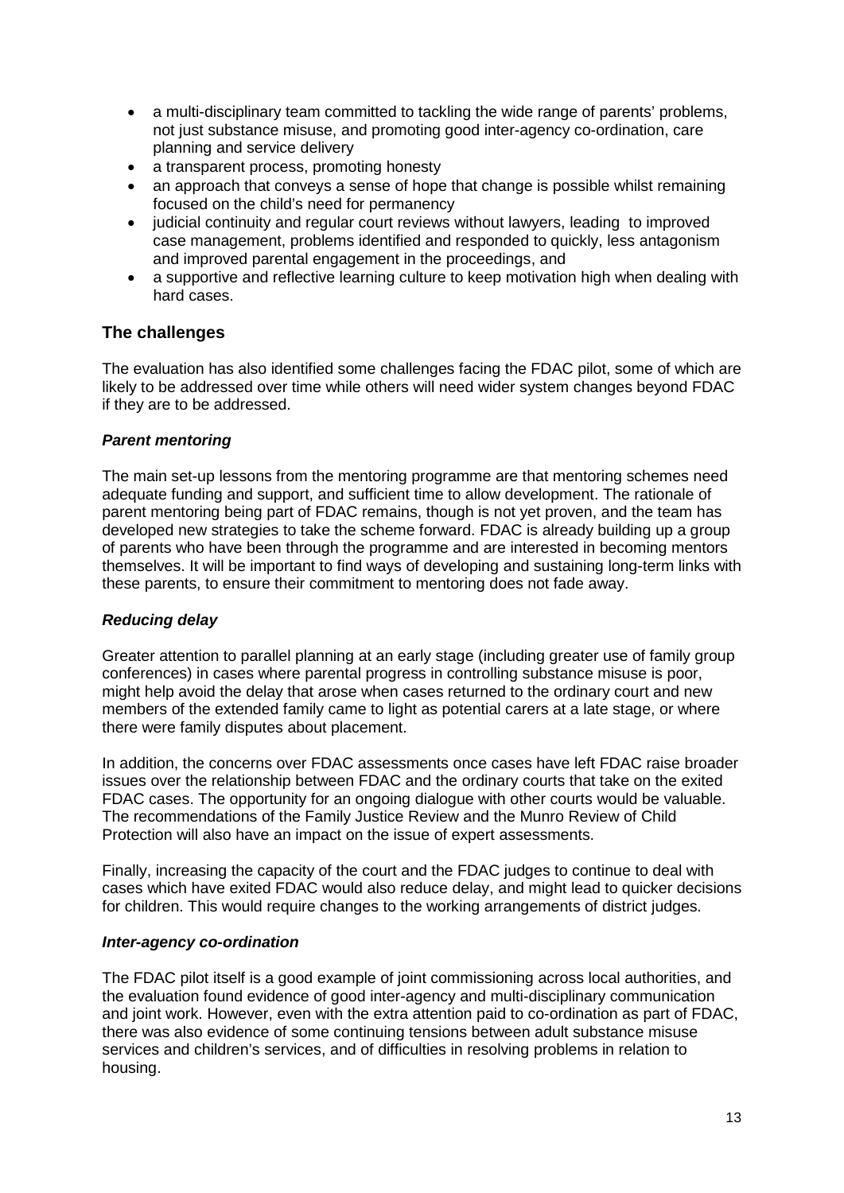- a multi-disciplinary team committed to tackling the wide range of parents' problems, not just substance misuse, and promoting good inter-agency co-ordination, care planning and service delivery
- a transparent process, promoting honesty
- an approach that conveys a sense of hope that change is possible whilst remaining focused on the child's need for permanency
- judicial continuity and regular court reviews without lawyers, leading to improved case management, problems identified and responded to quickly, less antagonism and improved parental engagement in the proceedings, and
- a supportive and reflective learning culture to keep motivation high when dealing with hard cases.

## The challenges

The evaluation has also identified some challenges facing the FDAC pilot, some of which are likely to be addressed over time while others will need wider system changes beyond FDAC if they are to be addressed.

### *Parent mentoring*

The main set-up lessons from the mentoring programme are that mentoring schemes need adequate funding and support, and sufficient time to allow development. The rationale of parent mentoring being part of FDAC remains, though is not yet proven, and the team has developed new strategies to take the scheme forward. FDAC is already building up a group of parents who have been through the programme and are interested in becoming mentors themselves. It will be important to find ways of developing and sustaining long-term links with these parents, to ensure their commitment to mentoring does not fade away.

### *Reducing delay*

Greater attention to parallel planning at an early stage (including greater use of family group conferences) in cases where parental progress in controlling substance misuse is poor, might help avoid the delay that arose when cases returned to the ordinary court and new members of the extended family came to light as potential carers at a late stage, or where there were family disputes about placement.

In addition, the concerns over FDAC assessments once cases have left FDAC raise broader issues over the relationship between FDAC and the ordinary courts that take on the exited FDAC cases. The opportunity for an ongoing dialogue with other courts would be valuable. The recommendations of the Family Justice Review and the Munro Review of Child Protection will also have an impact on the issue of expert assessments.

Finally, increasing the capacity of the court and the FDAC judges to continue to deal with cases which have exited FDAC would also reduce delay, and might lead to quicker decisions for children. This would require changes to the working arrangements of district judges.

### *Inter-agency co-ordination*

The FDAC pilot itself is a good example of joint commissioning across local authorities, and the evaluation found evidence of good inter-agency and multi-disciplinary communication and joint work. However, even with the extra attention paid to co-ordination as part of FDAC, there was also evidence of some continuing tensions between adult substance misuse services and children's services, and of difficulties in resolving problems in relation to housing.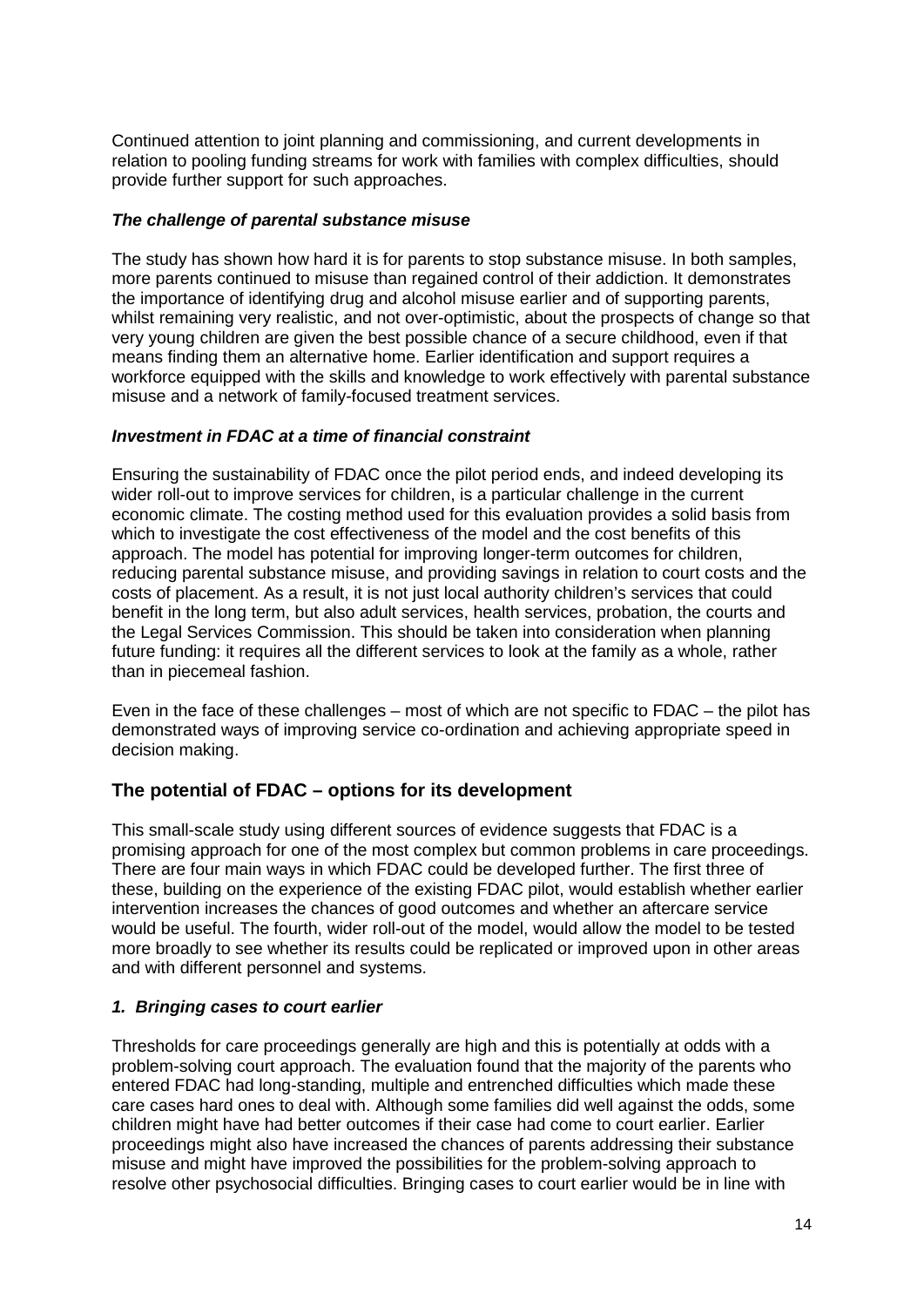Continued attention to joint planning and commissioning, and current developments in relation to pooling funding streams for work with families with complex difficulties, should provide further support for such approaches.

### *The challenge of parental substance misuse*

The study has shown how hard it is for parents to stop substance misuse. In both samples, more parents continued to misuse than regained control of their addiction. It demonstrates the importance of identifying drug and alcohol misuse earlier and of supporting parents, whilst remaining very realistic, and not over-optimistic, about the prospects of change so that very young children are given the best possible chance of a secure childhood, even if that means finding them an alternative home. Earlier identification and support requires a workforce equipped with the skills and knowledge to work effectively with parental substance misuse and a network of family-focused treatment services.

### *Investment in FDAC at a time of financial constraint*

Ensuring the sustainability of FDAC once the pilot period ends, and indeed developing its wider roll-out to improve services for children, is a particular challenge in the current economic climate. The costing method used for this evaluation provides a solid basis from which to investigate the cost effectiveness of the model and the cost benefits of this approach. The model has potential for improving longer-term outcomes for children, reducing parental substance misuse, and providing savings in relation to court costs and the costs of placement. As a result, it is not just local authority children's services that could benefit in the long term, but also adult services, health services, probation, the courts and the Legal Services Commission. This should be taken into consideration when planning future funding: it requires all the different services to look at the family as a whole, rather than in piecemeal fashion.

Even in the face of these challenges – most of which are not specific to FDAC – the pilot has demonstrated ways of improving service co-ordination and achieving appropriate speed in decision making.

## The potential of FDAC – options for its development

This small-scale study using different sources of evidence suggests that FDAC is a promising approach for one of the most complex but common problems in care proceedings. There are four main ways in which FDAC could be developed further. The first three of these, building on the experience of the existing FDAC pilot, would establish whether earlier intervention increases the chances of good outcomes and whether an aftercare service would be useful. The fourth, wider roll-out of the model, would allow the model to be tested more broadly to see whether its results could be replicated or improved upon in other areas and with different personnel and systems.

### *1. Bringing cases to court earlier*

Thresholds for care proceedings generally are high and this is potentially at odds with a problem-solving court approach. The evaluation found that the majority of the parents who entered FDAC had long-standing, multiple and entrenched difficulties which made these care cases hard ones to deal with. Although some families did well against the odds, some children might have had better outcomes if their case had come to court earlier. Earlier proceedings might also have increased the chances of parents addressing their substance misuse and might have improved the possibilities for the problem-solving approach to resolve other psychosocial difficulties. Bringing cases to court earlier would be in line with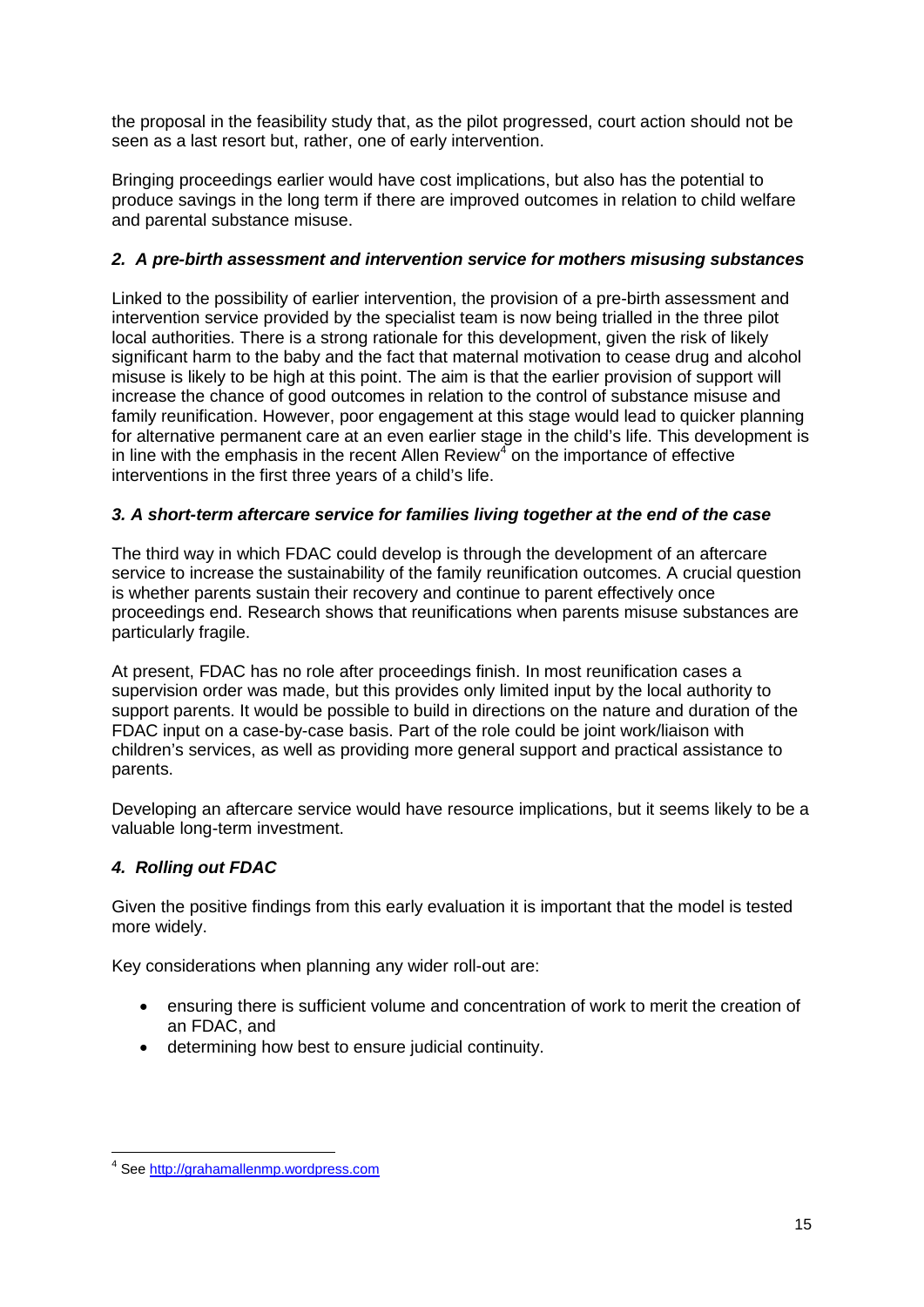the proposal in the feasibility study that, as the pilot progressed, court action should not be seen as a last resort but, rather, one of early intervention.

Bringing proceedings earlier would have cost implications, but also has the potential to produce savings in the long term if there are improved outcomes in relation to child welfare and parental substance misuse.

### *2. A pre-birth assessment and intervention service for mothers misusing substances*

Linked to the possibility of earlier intervention, the provision of a pre-birth assessment and intervention service provided by the specialist team is now being trialled in the three pilot local authorities. There is a strong rationale for this development, given the risk of likely significant harm to the baby and the fact that maternal motivation to cease drug and alcohol misuse is likely to be high at this point. The aim is that the earlier provision of support will increase the chance of good outcomes in relation to the control of substance misuse and family reunification. However, poor engagement at this stage would lead to quicker planning for alternative permanent care at an even earlier stage in the child's life. This development is in line with the emphasis in the recent Allen Review[4] on the importance of effective interventions in the first three years of a child's life.

### *3. A short-term aftercare service for families living together at the end of the case*

The third way in which FDAC could develop is through the development of an aftercare service to increase the sustainability of the family reunification outcomes. A crucial question is whether parents sustain their recovery and continue to parent effectively once proceedings end. Research shows that reunifications when parents misuse substances are particularly fragile.

At present, FDAC has no role after proceedings finish. In most reunification cases a supervision order was made, but this provides only limited input by the local authority to support parents. It would be possible to build in directions on the nature and duration of the FDAC input on a case-by-case basis. Part of the role could be joint work/liaison with children's services, as well as providing more general support and practical assistance to parents.

Developing an aftercare service would have resource implications, but it seems likely to be a valuable long-term investment.

### *4. Rolling out FDAC*

Given the positive findings from this early evaluation it is important that the model is tested more widely.

Key considerations when planning any wider roll-out are:

- ensuring there is sufficient volume and concentration of work to merit the creation of an FDAC, and
- determining how best to ensure judicial continuity.

---

[4] See http://grahamallenmp.wordpress.com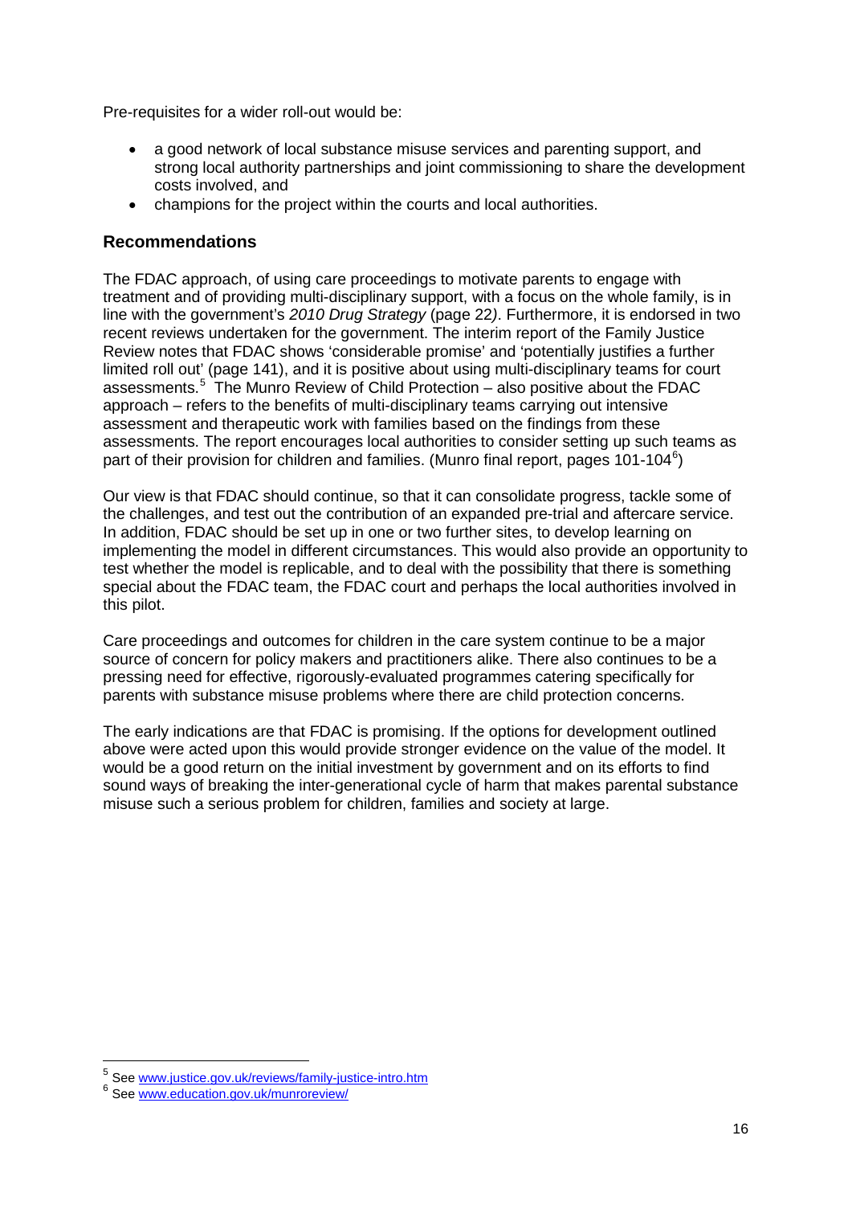Pre-requisites for a wider roll-out would be:

- a good network of local substance misuse services and parenting support, and strong local authority partnerships and joint commissioning to share the development costs involved, and
- champions for the project within the courts and local authorities.

## Recommendations

The FDAC approach, of using care proceedings to motivate parents to engage with treatment and of providing multi-disciplinary support, with a focus on the whole family, is in line with the government's *2010 Drug Strategy* (page 22). Furthermore, it is endorsed in two recent reviews undertaken for the government. The interim report of the Family Justice Review notes that FDAC shows 'considerable promise' and 'potentially justifies a further limited roll out' (page 141), and it is positive about using multi-disciplinary teams for court assessments.[5] The Munro Review of Child Protection – also positive about the FDAC approach – refers to the benefits of multi-disciplinary teams carrying out intensive assessment and therapeutic work with families based on the findings from these assessments. The report encourages local authorities to consider setting up such teams as part of their provision for children and families. (Munro final report, pages 101-104[6])

Our view is that FDAC should continue, so that it can consolidate progress, tackle some of the challenges, and test out the contribution of an expanded pre-trial and aftercare service. In addition, FDAC should be set up in one or two further sites, to develop learning on implementing the model in different circumstances. This would also provide an opportunity to test whether the model is replicable, and to deal with the possibility that there is something special about the FDAC team, the FDAC court and perhaps the local authorities involved in this pilot.

Care proceedings and outcomes for children in the care system continue to be a major source of concern for policy makers and practitioners alike. There also continues to be a pressing need for effective, rigorously-evaluated programmes catering specifically for parents with substance misuse problems where there are child protection concerns.

The early indications are that FDAC is promising. If the options for development outlined above were acted upon this would provide stronger evidence on the value of the model. It would be a good return on the initial investment by government and on its efforts to find sound ways of breaking the inter-generational cycle of harm that makes parental substance misuse such a serious problem for children, families and society at large.

---

[5] See www.justice.gov.uk/reviews/family-justice-intro.htm

[6] See www.education.gov.uk/munroreview/